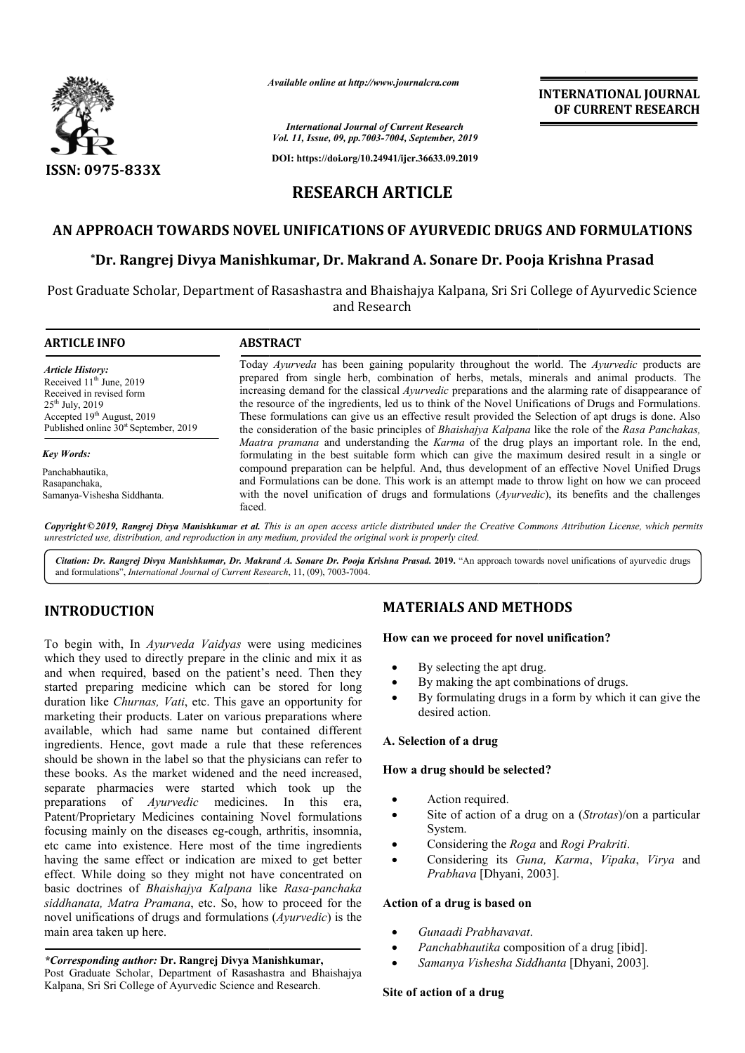# RESEARCH ARTICLE

## AN APPROACH TOWARDS NOVEL UNIFICATIONS OF AYURVEDIC DRUGS AND FORMULATIONS

**\*Dr. Rangrej Divya Manishkumar, Dr. Makrand A. Sonare Dr. Pooja Krishna Prasad**

Post Graduate Scholar, Department of Rasashastra and Bhaishajya Kalpana, Sri Sri College of Ayurvedic Science and Research

### ARTICLE INFO

*Article History:*
Received 11th June, 2019
Received in revised form
25th July, 2019
Accepted 19th August, 2019
Published online 30st September, 2019

*Key Words:*
Panchabhautika,
Rasapanchaka,
Samanya-Vishesha Siddhanta.

### ABSTRACT

Today *Ayurveda* has been gaining popularity throughout the world. The *Ayurvedic* products are prepared from single herb, combination of herbs, metals, minerals and animal products. The increasing demand for the classical *Ayurvedic* preparations and the alarming rate of disappearance of the resource of the ingredients, led us to think of the Novel Unifications of Drugs and Formulations. These formulations can give us an effective result provided the Selection of apt drugs is done. Also the consideration of the basic principles of *Bhaishajya Kalpana* like the role of the *Rasa Panchakas, Maatra pramana* and understanding the *Karma* of the drug plays an important role. In the end, formulating in the best suitable form which can give the maximum desired result in a single or compound preparation can be helpful. And, thus development of an effective Novel Unified Drugs and Formulations can be done. This work is an attempt made to throw light on how we can proceed with the novel unification of drugs and formulations (*Ayurvedic*), its benefits and the challenges faced.

*Copyright © 2019, Rangrej Divya Manishkumar et al. This is an open access article distributed under the Creative Commons Attribution License, which permits unrestricted use, distribution, and reproduction in any medium, provided the original work is properly cited.*

*Citation: Dr. Rangrej Divya Manishkumar, Dr. Makrand A. Sonare Dr. Pooja Krishna Prasad.* **2019.** "An approach towards novel unifications of ayurvedic drugs and formulations", *International Journal of Current Research*, 11, (09), 7003-7004.

## INTRODUCTION

To begin with, In *Ayurveda Vaidyas* were using medicines which they used to directly prepare in the clinic and mix it as and when required, based on the patient's need. Then they started preparing medicine which can be stored for long duration like *Churnas, Vati*, etc. This gave an opportunity for marketing their products. Later on various preparations where available, which had same name but contained different ingredients. Hence, govt made a rule that these references should be shown in the label so that the physicians can refer to these books. As the market widened and the need increased, separate pharmacies were started which took up the preparations of *Ayurvedic* medicines. In this era, Patent/Proprietary Medicines containing Novel formulations focusing mainly on the diseases eg-cough, arthritis, insomnia, etc came into existence. Here most of the time ingredients having the same effect or indication are mixed to get better effect. While doing so they might not have concentrated on basic doctrines of *Bhaishajya Kalpana* like *Rasa-panchaka siddhanata, Matra Pramana*, etc. So, how to proceed for the novel unifications of drugs and formulations (*Ayurvedic*) is the main area taken up here.

***Corresponding author:* Dr. Rangrej Divya Manishkumar,**
Post Graduate Scholar, Department of Rasashastra and Bhaishajya Kalpana, Sri Sri College of Ayurvedic Science and Research.

## MATERIALS AND METHODS

**How can we proceed for novel unification?**

- By selecting the apt drug.
- By making the apt combinations of drugs.
- By formulating drugs in a form by which it can give the desired action.

**A. Selection of a drug**

**How a drug should be selected?**

- Action required.
- Site of action of a drug on a (*Strotas*)/on a particular System.
- Considering the *Roga* and *Rogi Prakriti*.
- Considering its *Guna, Karma*, *Vipaka*, *Virya* and *Prabhava* [Dhyani, 2003].

**Action of a drug is based on**

- *Gunaadi Prabhavavat*.
- *Panchabhautika* composition of a drug [ibid].
- *Samanya Vishesha Siddhanta* [Dhyani, 2003].

**Site of action of a drug**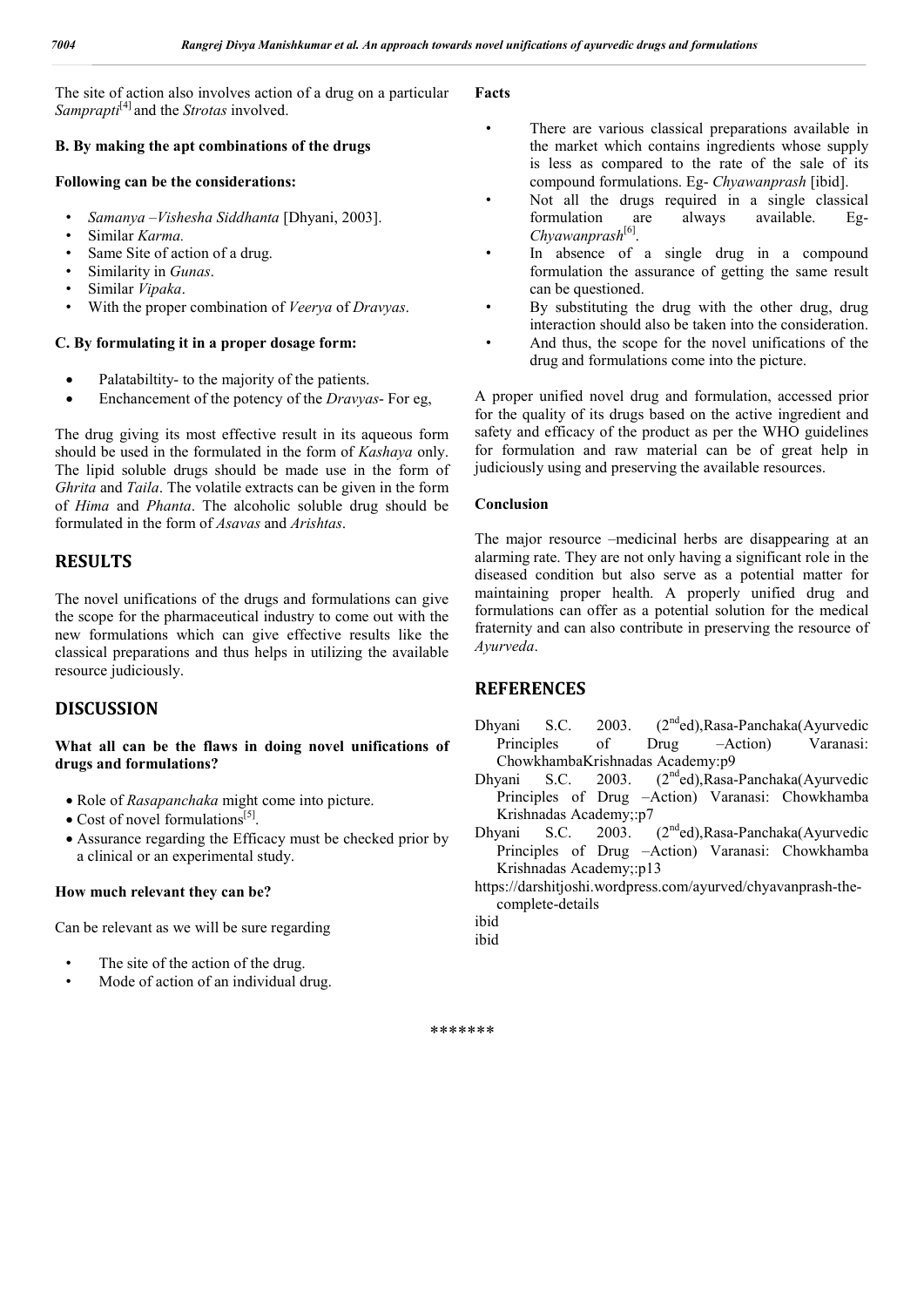The site of action also involves action of a drug on a particular *Samprapti*[4] and the *Strotas* involved.

#### B. By making the apt combinations of the drugs

**Following can be the considerations:**

- *Samanya –Vishesha Siddhanta* [Dhyani, 2003].
- Similar *Karma.*
- Same Site of action of a drug.
- Similarity in *Gunas*.
- Similar *Vipaka*.
- With the proper combination of *Veerya* of *Dravyas*.

#### C. By formulating it in a proper dosage form:

- Palatabiltity- to the majority of the patients.
- Enchancement of the potency of the *Dravyas*- For eg,

The drug giving its most effective result in its aqueous form should be used in the formulated in the form of *Kashaya* only. The lipid soluble drugs should be made use in the form of *Ghrita* and *Taila*. The volatile extracts can be given in the form of *Hima* and *Phanta*. The alcoholic soluble drug should be formulated in the form of *Asavas* and *Arishtas*.

## RESULTS

The novel unifications of the drugs and formulations can give the scope for the pharmaceutical industry to come out with the new formulations which can give effective results like the classical preparations and thus helps in utilizing the available resource judiciously.

## DISCUSSION

#### What all can be the flaws in doing novel unifications of drugs and formulations?

- Role of *Rasapanchaka* might come into picture.
- Cost of novel formulations[5].
- Assurance regarding the Efficacy must be checked prior by a clinical or an experimental study.

#### How much relevant they can be?

Can be relevant as we will be sure regarding

- The site of the action of the drug.
- Mode of action of an individual drug.

**Facts**

- There are various classical preparations available in the market which contains ingredients whose supply is less as compared to the rate of the sale of its compound formulations. Eg- *Chyawanprash* [ibid].
- Not all the drugs required in a single classical formulation are always available. Eg- *Chyawanprash*[6].
- In absence of a single drug in a compound formulation the assurance of getting the same result can be questioned.
- By substituting the drug with the other drug, drug interaction should also be taken into the consideration.
- And thus, the scope for the novel unifications of the drug and formulations come into the picture.

A proper unified novel drug and formulation, accessed prior for the quality of its drugs based on the active ingredient and safety and efficacy of the product as per the WHO guidelines for formulation and raw material can be of great help in judiciously using and preserving the available resources.

#### Conclusion

The major resource –medicinal herbs are disappearing at an alarming rate. They are not only having a significant role in the diseased condition but also serve as a potential matter for maintaining proper health. A properly unified drug and formulations can offer as a potential solution for the medical fraternity and can also contribute in preserving the resource of *Ayurveda*.

## REFERENCES

Dhyani S.C. 2003. (2nd ed),Rasa-Panchaka(Ayurvedic Principles of Drug –Action) Varanasi: ChowkhambaKrishnadas Academy:p9

Dhyani S.C. 2003. (2nd ed),Rasa-Panchaka(Ayurvedic Principles of Drug –Action) Varanasi: Chowkhamba Krishnadas Academy;:p7

Dhyani S.C. 2003. (2nd ed),Rasa-Panchaka(Ayurvedic Principles of Drug –Action) Varanasi: Chowkhamba Krishnadas Academy;:p13

https://darshitjoshi.wordpress.com/ayurved/chyavanprash-the-complete-details

ibid

ibid

\*\*\*\*\*\*\*